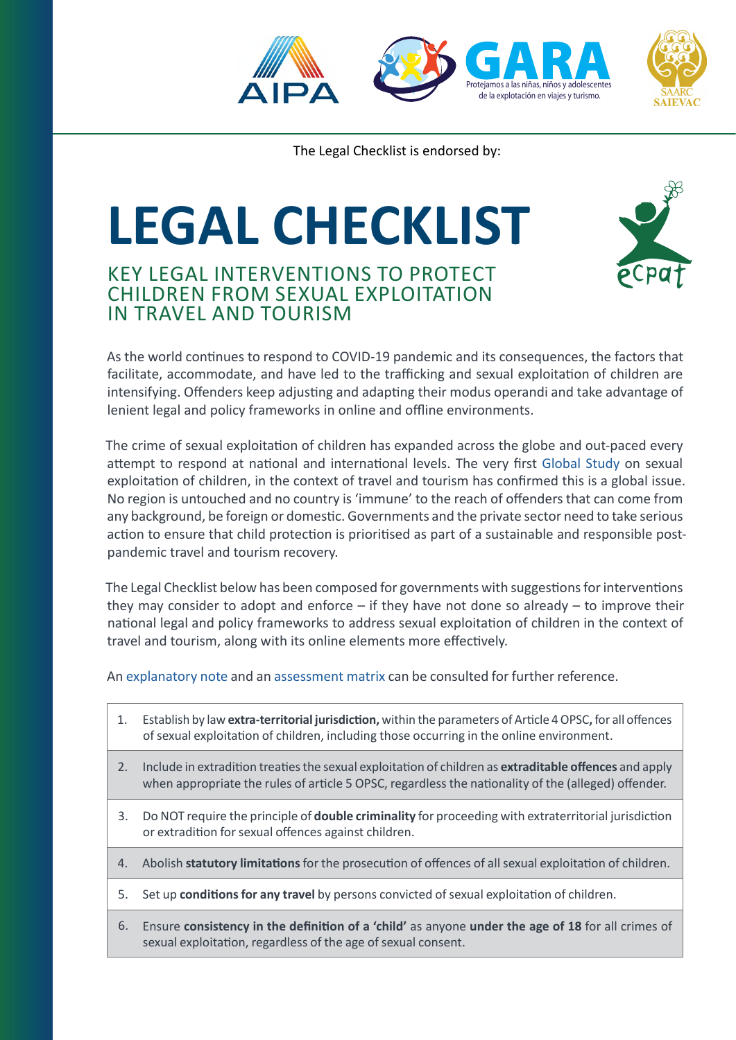The Legal Checklist is endorsed by:

# LEGAL CHECKLIST

## KEY LEGAL INTERVENTIONS TO PROTECT CHILDREN FROM SEXUAL EXPLOITATION IN TRAVEL AND TOURISM

As the world continues to respond to COVID-19 pandemic and its consequences, the factors that facilitate, accommodate, and have led to the trafficking and sexual exploitation of children are intensifying. Offenders keep adjusting and adapting their modus operandi and take advantage of lenient legal and policy frameworks in online and offline environments.

The crime of sexual exploitation of children has expanded across the globe and out-paced every attempt to respond at national and international levels. The very first Global Study on sexual exploitation of children, in the context of travel and tourism has confirmed this is a global issue. No region is untouched and no country is 'immune' to the reach of offenders that can come from any background, be foreign or domestic. Governments and the private sector need to take serious action to ensure that child protection is prioritised as part of a sustainable and responsible post-pandemic travel and tourism recovery.

The Legal Checklist below has been composed for governments with suggestions for interventions they may consider to adopt and enforce – if they have not done so already – to improve their national legal and policy frameworks to address sexual exploitation of children in the context of travel and tourism, along with its online elements more effectively.

An explanatory note and an assessment matrix can be consulted for further reference.

1. Establish by law **extra-territorial jurisdiction,** within the parameters of Article 4 OPSC**,** for all offences of sexual exploitation of children, including those occurring in the online environment.
2. Include in extradition treaties the sexual exploitation of children as **extraditable offences** and apply when appropriate the rules of article 5 OPSC, regardless the nationality of the (alleged) offender.
3. Do NOT require the principle of **double criminality** for proceeding with extraterritorial jurisdiction or extradition for sexual offences against children.
4. Abolish **statutory limitations** for the prosecution of offences of all sexual exploitation of children.
5. Set up **conditions for any travel** by persons convicted of sexual exploitation of children.
6. Ensure **consistency in the definition of a 'child'** as anyone **under the age of 18** for all crimes of sexual exploitation, regardless of the age of sexual consent.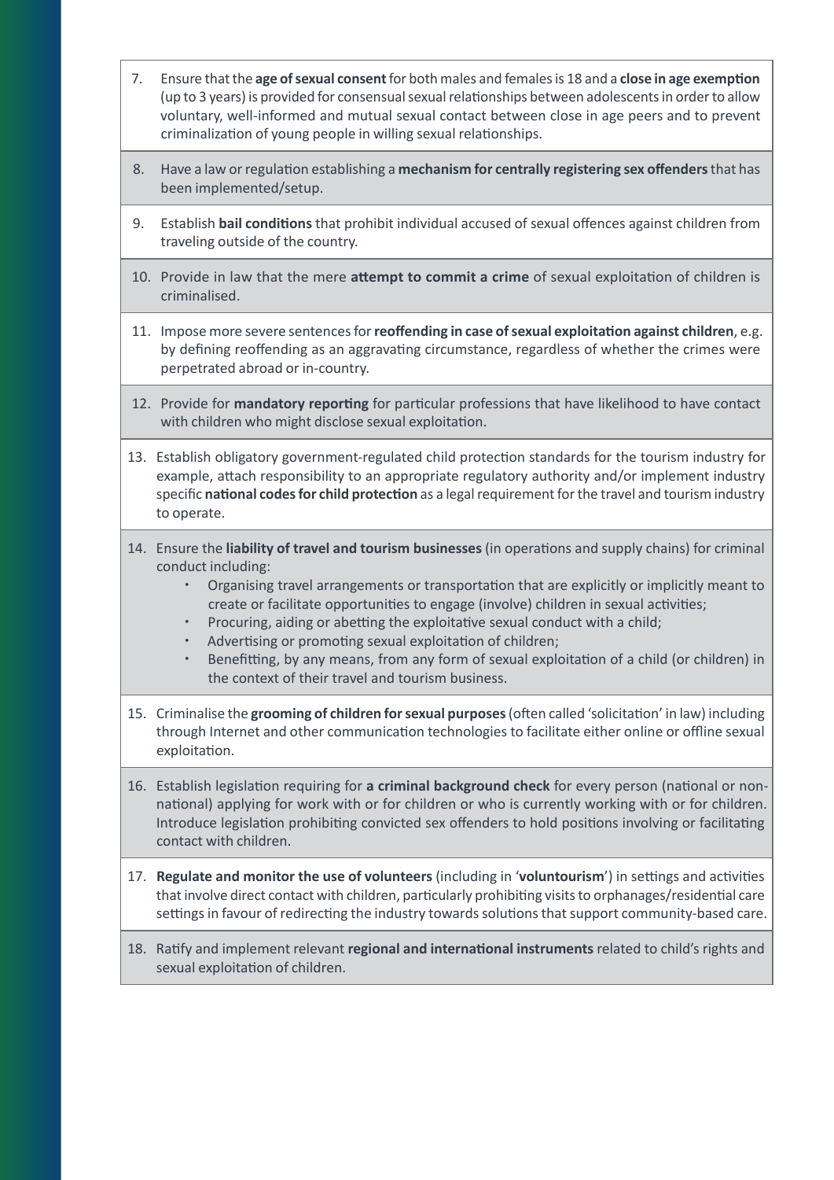7. Ensure that the **age of sexual consent** for both males and females is 18 and a **close in age exemption** (up to 3 years) is provided for consensual sexual relationships between adolescents in order to allow voluntary, well-informed and mutual sexual contact between close in age peers and to prevent criminalization of young people in willing sexual relationships.

8. Have a law or regulation establishing a **mechanism for centrally registering sex offenders** that has been implemented/setup.

9. Establish **bail conditions** that prohibit individual accused of sexual offences against children from traveling outside of the country.

10. Provide in law that the mere **attempt to commit a crime** of sexual exploitation of children is criminalised.

11. Impose more severe sentences for **reoffending in case of sexual exploitation against children**, e.g. by defining reoffending as an aggravating circumstance, regardless of whether the crimes were perpetrated abroad or in-country.

12. Provide for **mandatory reporting** for particular professions that have likelihood to have contact with children who might disclose sexual exploitation.

13. Establish obligatory government-regulated child protection standards for the tourism industry for example, attach responsibility to an appropriate regulatory authority and/or implement industry specific **national codes for child protection** as a legal requirement for the travel and tourism industry to operate.

14. Ensure the **liability of travel and tourism businesses** (in operations and supply chains) for criminal conduct including:
    - Organising travel arrangements or transportation that are explicitly or implicitly meant to create or facilitate opportunities to engage (involve) children in sexual activities;
    - Procuring, aiding or abetting the exploitative sexual conduct with a child;
    - Advertising or promoting sexual exploitation of children;
    - Benefitting, by any means, from any form of sexual exploitation of a child (or children) in the context of their travel and tourism business.

15. Criminalise the **grooming of children for sexual purposes** (often called 'solicitation' in law) including through Internet and other communication technologies to facilitate either online or offline sexual exploitation.

16. Establish legislation requiring for **a criminal background check** for every person (national or non-national) applying for work with or for children or who is currently working with or for children. Introduce legislation prohibiting convicted sex offenders to hold positions involving or facilitating contact with children.

17. **Regulate and monitor the use of volunteers** (including in '**voluntourism**') in settings and activities that involve direct contact with children, particularly prohibiting visits to orphanages/residential care settings in favour of redirecting the industry towards solutions that support community-based care.

18. Ratify and implement relevant **regional and international instruments** related to child's rights and sexual exploitation of children.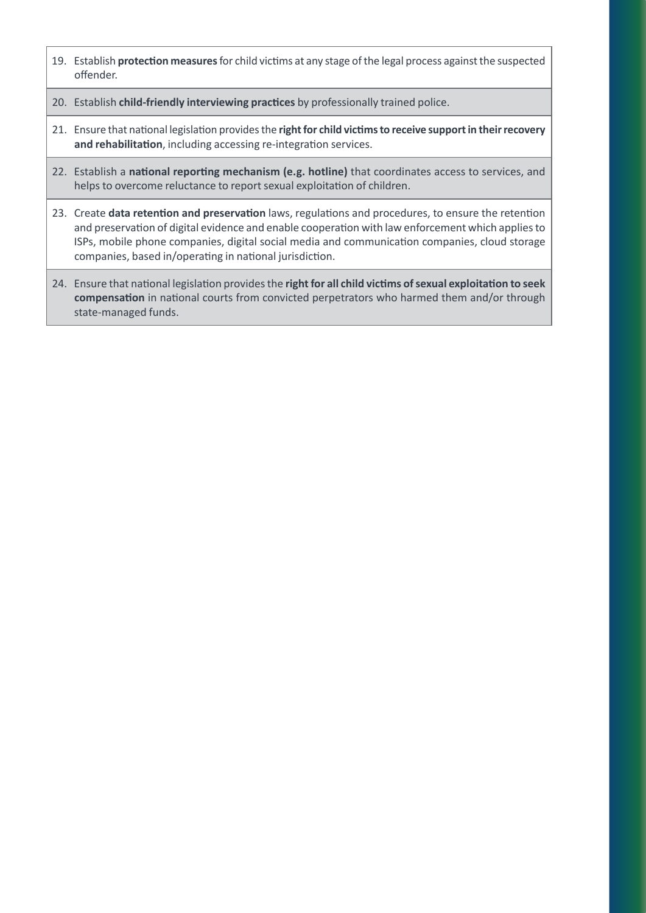19. Establish **protection measures** for child victims at any stage of the legal process against the suspected offender.
20. Establish **child-friendly interviewing practices** by professionally trained police.
21. Ensure that national legislation provides the **right for child victims to receive support in their recovery and rehabilitation**, including accessing re-integration services.
22. Establish a **national reporting mechanism (e.g. hotline)** that coordinates access to services, and helps to overcome reluctance to report sexual exploitation of children.
23. Create **data retention and preservation** laws, regulations and procedures, to ensure the retention and preservation of digital evidence and enable cooperation with law enforcement which applies to ISPs, mobile phone companies, digital social media and communication companies, cloud storage companies, based in/operating in national jurisdiction.
24. Ensure that national legislation provides the **right for all child victims of sexual exploitation to seek compensation** in national courts from convicted perpetrators who harmed them and/or through state-managed funds.